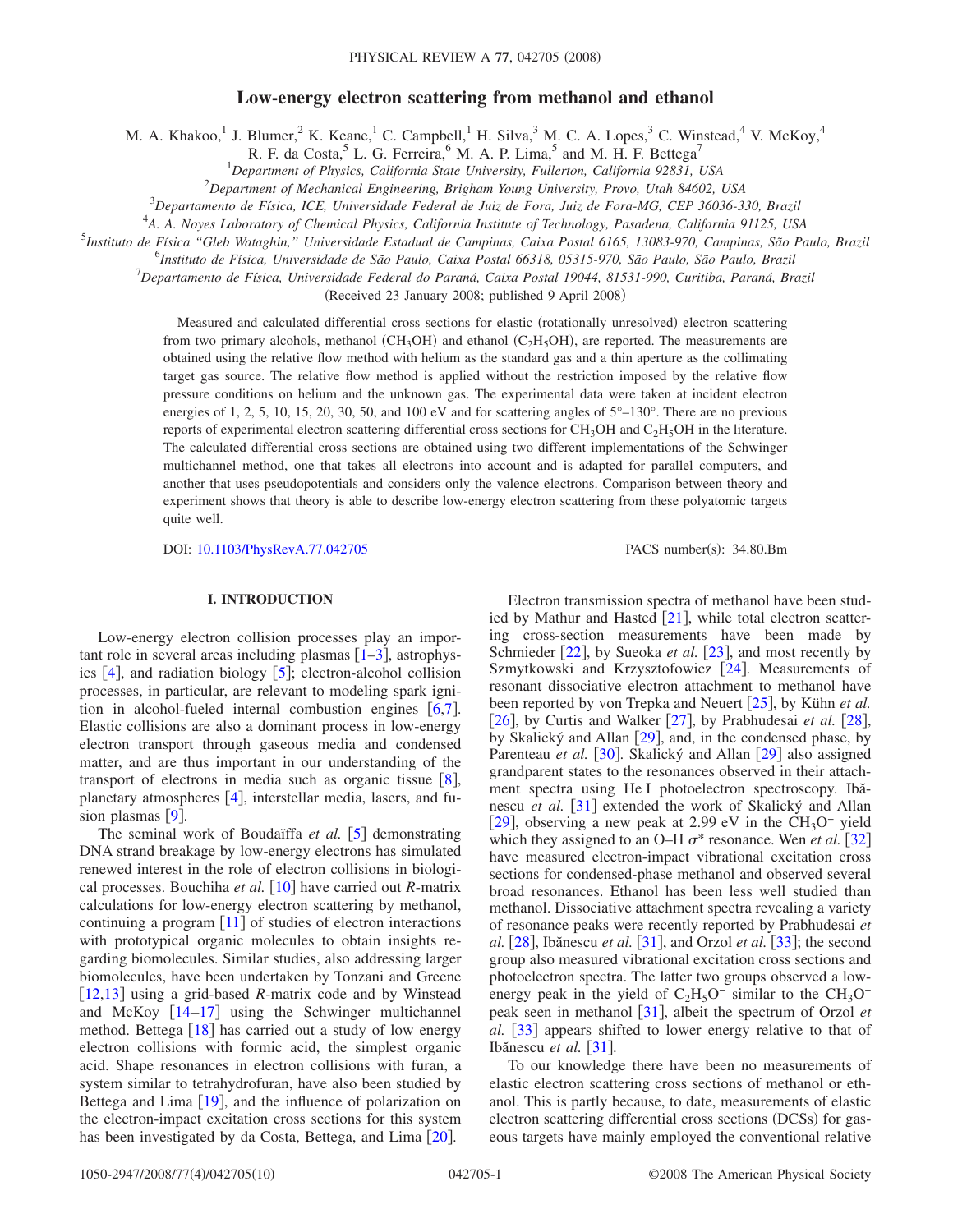# Low-energy electron scattering from methanol and ethanol

M. A. Khakoo,[1] J. Blumer,[2] K. Keane,[1] C. Campbell,[1] H. Silva,[3] M. C. A. Lopes,[3] C. Winstead,[4] V. McKoy,[4] R. F. da Costa,[5] L. G. Ferreira,[6] M. A. P. Lima,[5] and M. H. F. Bettega[7]

[1]*Department of Physics, California State University, Fullerton, California 92831, USA*

[2]*Department of Mechanical Engineering, Brigham Young University, Provo, Utah 84602, USA*

[3]*Departamento de Física, ICE, Universidade Federal de Juiz de Fora, Juiz de Fora-MG, CEP 36036-330, Brazil*

[4]*A. A. Noyes Laboratory of Chemical Physics, California Institute of Technology, Pasadena, California 91125, USA*

[5]*Instituto de Física "Gleb Wataghin," Universidade Estadual de Campinas, Caixa Postal 6165, 13083-970, Campinas, São Paulo, Brazil*

[6]*Instituto de Física, Universidade de São Paulo, Caixa Postal 66318, 05315-970, São Paulo, São Paulo, Brazil*

[7]*Departamento de Física, Universidade Federal do Paraná, Caixa Postal 19044, 81531-990, Curitiba, Paraná, Brazil*

(Received 23 January 2008; published 9 April 2008)

Measured and calculated differential cross sections for elastic (rotationally unresolved) electron scattering from two primary alcohols, methanol ($CH_3OH$) and ethanol ($C_2H_5OH$), are reported. The measurements are obtained using the relative flow method with helium as the standard gas and a thin aperture as the collimating target gas source. The relative flow method is applied without the restriction imposed by the relative flow pressure conditions on helium and the unknown gas. The experimental data were taken at incident electron energies of 1, 2, 5, 10, 15, 20, 30, 50, and 100 eV and for scattering angles of 5°–130°. There are no previous reports of experimental electron scattering differential cross sections for $CH_3OH$ and $C_2H_5OH$ in the literature. The calculated differential cross sections are obtained using two different implementations of the Schwinger multichannel method, one that takes all electrons into account and is adapted for parallel computers, and another that uses pseudopotentials and considers only the valence electrons. Comparison between theory and experiment shows that theory is able to describe low-energy electron scattering from these polyatomic targets quite well.

DOI: 10.1103/PhysRevA.77.042705 PACS number(s): 34.80.Bm

## I. INTRODUCTION

Low-energy electron collision processes play an important role in several areas including plasmas [1–3], astrophysics [4], and radiation biology [5]; electron-alcohol collision processes, in particular, are relevant to modeling spark ignition in alcohol-fueled internal combustion engines [6,7]. Elastic collisions are also a dominant process in low-energy electron transport through gaseous media and condensed matter, and are thus important in our understanding of the transport of electrons in media such as organic tissue [8], planetary atmospheres [4], interstellar media, lasers, and fusion plasmas [9].

The seminal work of Boudaïffa *et al.* [5] demonstrating DNA strand breakage by low-energy electrons has simulated renewed interest in the role of electron collisions in biological processes. Bouchiha *et al.* [10] have carried out *R*-matrix calculations for low-energy electron scattering by methanol, continuing a program [11] of studies of electron interactions with prototypical organic molecules to obtain insights regarding biomolecules. Similar studies, also addressing larger biomolecules, have been undertaken by Tonzani and Greene [12,13] using a grid-based *R*-matrix code and by Winstead and McKoy [14–17] using the Schwinger multichannel method. Bettega [18] has carried out a study of low energy electron collisions with formic acid, the simplest organic acid. Shape resonances in electron collisions with furan, a system similar to tetrahydrofuran, have also been studied by Bettega and Lima [19], and the influence of polarization on the electron-impact excitation cross sections for this system has been investigated by da Costa, Bettega, and Lima [20].

Electron transmission spectra of methanol have been studied by Mathur and Hasted [21], while total electron scattering cross-section measurements have been made by Schmieder [22], by Sueoka *et al.* [23], and most recently by Szmytkowski and Krzysztofowicz [24]. Measurements of resonant dissociative electron attachment to methanol have been reported by von Trepka and Neuert [25], by Kühn *et al.* [26], by Curtis and Walker [27], by Prabhudesai *et al.* [28], by Skalický and Allan [29], and, in the condensed phase, by Parenteau *et al.* [30]. Skalický and Allan [29] also assigned grandparent states to the resonances observed in their attachment spectra using He I photoelectron spectroscopy. Ibănescu *et al.* [31] extended the work of Skalický and Allan [29], observing a new peak at 2.99 eV in the $CH_3O^-$ yield which they assigned to an O–H $\sigma^*$ resonance. Wen *et al.* [32] have measured electron-impact vibrational excitation cross sections for condensed-phase methanol and observed several broad resonances. Ethanol has been less well studied than methanol. Dissociative attachment spectra revealing a variety of resonance peaks were recently reported by Prabhudesai *et al.* [28], Ibănescu *et al.* [31], and Orzol *et al.* [33]; the second group also measured vibrational excitation cross sections and photoelectron spectra. The latter two groups observed a low-energy peak in the yield of $C_2H_5O^-$ similar to the $CH_3O^-$ peak seen in methanol [31], albeit the spectrum of Orzol *et al.* [33] appears shifted to lower energy relative to that of Ibănescu *et al.* [31].

To our knowledge there have been no measurements of elastic electron scattering cross sections of methanol or ethanol. This is partly because, to date, measurements of elastic electron scattering differential cross sections (DCSs) for gaseous targets have mainly employed the conventional relative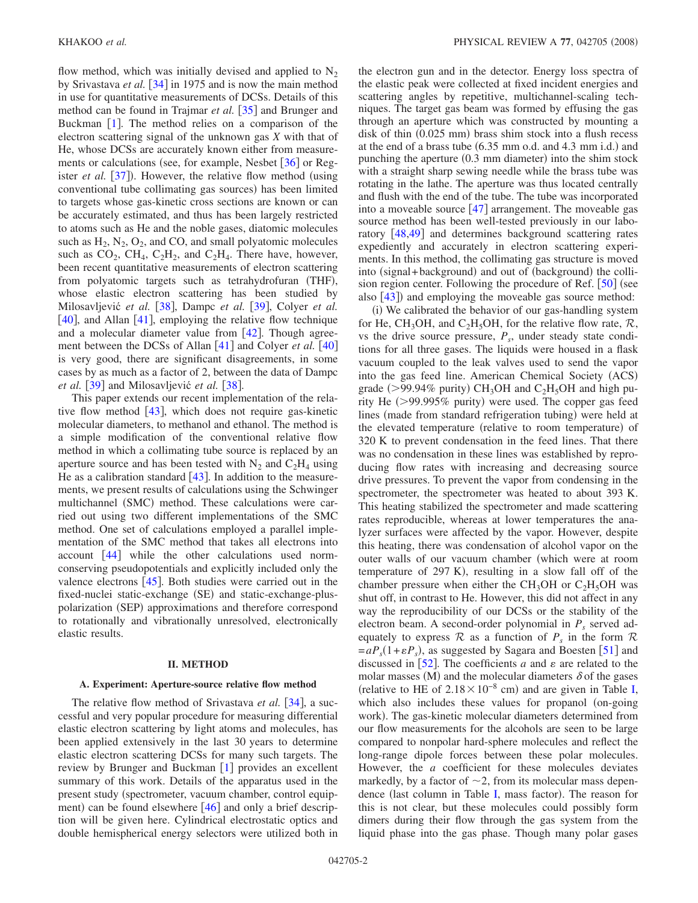flow method, which was initially devised and applied to $N_2$ by Srivastava *et al.* [34] in 1975 and is now the main method in use for quantitative measurements of DCSs. Details of this method can be found in Trajmar *et al.* [35] and Brunger and Buckman [1]. The method relies on a comparison of the electron scattering signal of the unknown gas *X* with that of He, whose DCSs are accurately known either from measurements or calculations (see, for example, Nesbet [36] or Register *et al.* [37]). However, the relative flow method (using conventional tube collimating gas sources) has been limited to targets whose gas-kinetic cross sections are known or can be accurately estimated, and thus has been largely restricted to atoms such as He and the noble gases, diatomic molecules such as $H_2$, $N_2$, $O_2$, and CO, and small polyatomic molecules such as $CO_2$, $CH_4$, $C_2H_2$, and $C_2H_4$. There have, however, been recent quantitative measurements of electron scattering from polyatomic targets such as tetrahydrofuran (THF), whose elastic electron scattering has been studied by Milosavljević *et al.* [38], Dampc *et al.* [39], Colyer *et al.* [40], and Allan [41], employing the relative flow technique and a molecular diameter value from [42]. Though agreement between the DCSs of Allan [41] and Colyer *et al.* [40] is very good, there are significant disagreements, in some cases by as much as a factor of 2, between the data of Dampc *et al.* [39] and Milosavljević *et al.* [38].

This paper extends our recent implementation of the relative flow method [43], which does not require gas-kinetic molecular diameters, to methanol and ethanol. The method is a simple modification of the conventional relative flow method in which a collimating tube source is replaced by an aperture source and has been tested with $N_2$ and $C_2H_4$ using He as a calibration standard [43]. In addition to the measurements, we present results of calculations using the Schwinger multichannel (SMC) method. These calculations were carried out using two different implementations of the SMC method. One set of calculations employed a parallel implementation of the SMC method that takes all electrons into account [44] while the other calculations used norm-conserving pseudopotentials and explicitly included only the valence electrons [45]. Both studies were carried out in the fixed-nuclei static-exchange (SE) and static-exchange-plus-polarization (SEP) approximations and therefore correspond to rotationally and vibrationally unresolved, electronically elastic results.

## II. METHOD

### A. Experiment: Aperture-source relative flow method

The relative flow method of Srivastava *et al.* [34], a successful and very popular procedure for measuring differential elastic electron scattering by light atoms and molecules, has been applied extensively in the last 30 years to determine elastic electron scattering DCSs for many such targets. The review by Brunger and Buckman [1] provides an excellent summary of this work. Details of the apparatus used in the present study (spectrometer, vacuum chamber, control equipment) can be found elsewhere [46] and only a brief description will be given here. Cylindrical electrostatic optics and double hemispherical energy selectors were utilized both in the electron gun and in the detector. Energy loss spectra of the elastic peak were collected at fixed incident energies and scattering angles by repetitive, multichannel-scaling techniques. The target gas beam was formed by effusing the gas through an aperture which was constructed by mounting a disk of thin (0.025 mm) brass shim stock into a flush recess at the end of a brass tube (6.35 mm o.d. and 4.3 mm i.d.) and punching the aperture (0.3 mm diameter) into the shim stock with a straight sharp sewing needle while the brass tube was rotating in the lathe. The aperture was thus located centrally and flush with the end of the tube. The tube was incorporated into a moveable source [47] arrangement. The moveable gas source method has been well-tested previously in our laboratory [48,49] and determines background scattering rates expediently and accurately in electron scattering experiments. In this method, the collimating gas structure is moved into (signal+background) and out of (background) the collision region center. Following the procedure of Ref. [50] (see also [43]) and employing the moveable gas source method:

(i) We calibrated the behavior of our gas-handling system for He, $CH_3OH$, and $C_2H_5OH$, for the relative flow rate, $\mathcal{R}$, vs the drive source pressure, $P_s$, under steady state conditions for all three gases. The liquids were housed in a flask vacuum coupled to the leak valves used to send the vapor into the gas feed line. American Chemical Society (ACS) grade (>99.94% purity) $CH_3OH$ and $C_2H_5OH$ and high purity He (>99.995% purity) were used. The copper gas feed lines (made from standard refrigeration tubing) were held at the elevated temperature (relative to room temperature) of 320 K to prevent condensation in the feed lines. That there was no condensation in these lines was established by reproducing flow rates with increasing and decreasing source drive pressures. To prevent the vapor from condensing in the spectrometer, the spectrometer was heated to about 393 K. This heating stabilized the spectrometer and made scattering rates reproducible, whereas at lower temperatures the analyzer surfaces were affected by the vapor. However, despite this heating, there was condensation of alcohol vapor on the outer walls of our vacuum chamber (which were at room temperature of 297 K), resulting in a slow fall off of the chamber pressure when either the $CH_3OH$ or $C_2H_5OH$ was shut off, in contrast to He. However, this did not affect in any way the reproducibility of our DCSs or the stability of the electron beam. A second-order polynomial in $P_s$ served adequately to express $\mathcal{R}$ as a function of $P_s$ in the form $\mathcal{R} = aP_s(1+\varepsilon P_s)$, as suggested by Sagara and Boesten [51] and discussed in [52]. The coefficients $a$ and $\varepsilon$ are related to the molar masses (M) and the molecular diameters $\delta$ of the gases (relative to HE of $2.18\times10^{-8}$ cm) and are given in Table I, which also includes these values for propanol (on-going work). The gas-kinetic molecular diameters determined from our flow measurements for the alcohols are seen to be large compared to nonpolar hard-sphere molecules and reflect the long-range dipole forces between these polar molecules. However, the $a$ coefficient for these molecules deviates markedly, by a factor of $\sim 2$, from its molecular mass dependence (last column in Table I, mass factor). The reason for this is not clear, but these molecules could possibly form dimers during their flow through the gas system from the liquid phase into the gas phase. Though many polar gases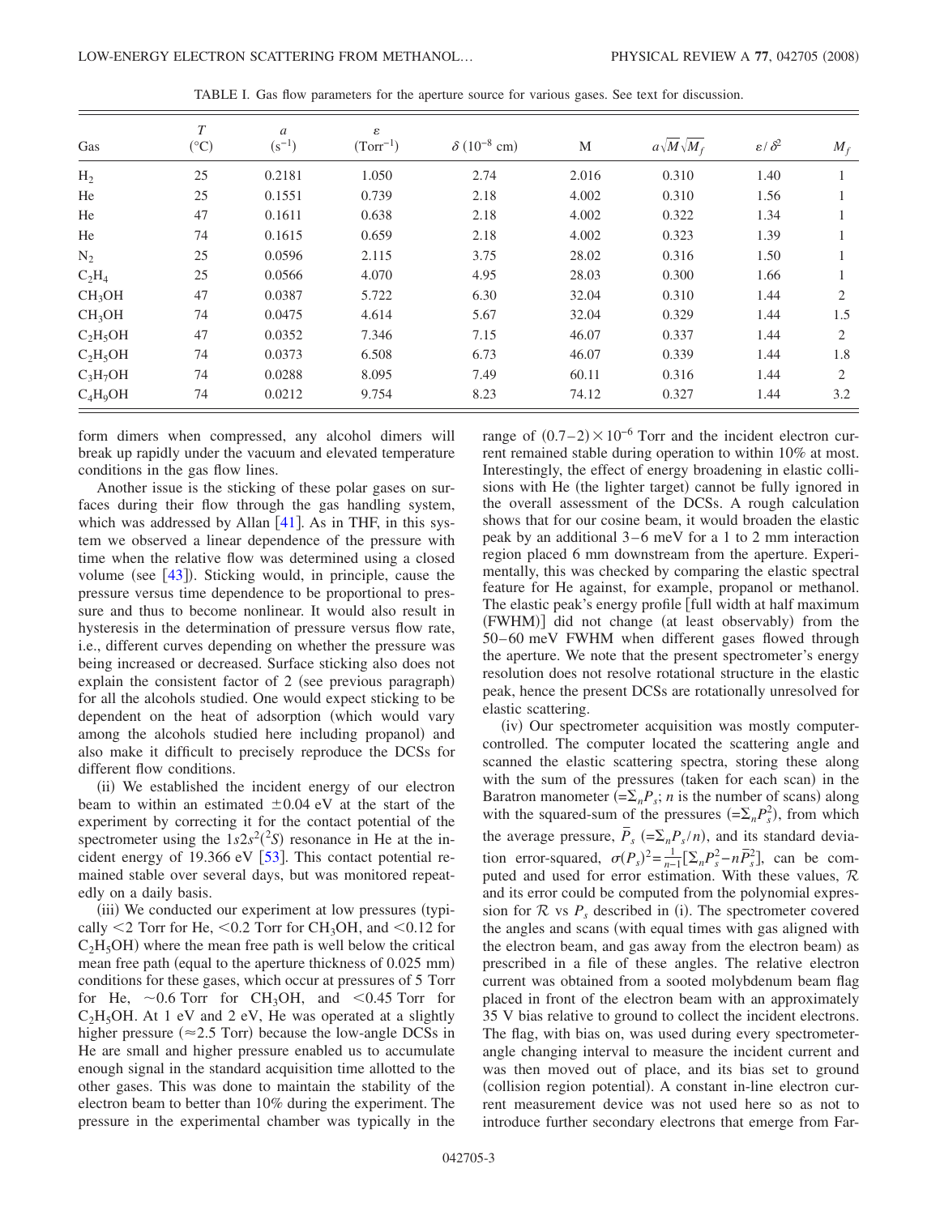TABLE I. Gas flow parameters for the aperture source for various gases. See text for discussion.

| Gas | $T$ (°C) | $a$ ($s^{-1}$) | $\varepsilon$ ($Torr^{-1}$) | $\delta$ ($10^{-8}$ cm) | M | $a\sqrt{M}\sqrt{M_f}$ | $\varepsilon/\delta^2$ | $M_f$ |
|---|---|---|---|---|---|---|---|---|
| $H_2$ | 25 | 0.2181 | 1.050 | 2.74 | 2.016 | 0.310 | 1.40 | 1 |
| He | 25 | 0.1551 | 0.739 | 2.18 | 4.002 | 0.310 | 1.56 | 1 |
| He | 47 | 0.1611 | 0.638 | 2.18 | 4.002 | 0.322 | 1.34 | 1 |
| He | 74 | 0.1615 | 0.659 | 2.18 | 4.002 | 0.323 | 1.39 | 1 |
| $N_2$ | 25 | 0.0596 | 2.115 | 3.75 | 28.02 | 0.316 | 1.50 | 1 |
| $C_2H_4$ | 25 | 0.0566 | 4.070 | 4.95 | 28.03 | 0.300 | 1.66 | 1 |
| $CH_3OH$ | 47 | 0.0387 | 5.722 | 6.30 | 32.04 | 0.310 | 1.44 | 2 |
| $CH_3OH$ | 74 | 0.0475 | 4.614 | 5.67 | 32.04 | 0.329 | 1.44 | 1.5 |
| $C_2H_5OH$ | 47 | 0.0352 | 7.346 | 7.15 | 46.07 | 0.337 | 1.44 | 2 |
| $C_2H_5OH$ | 74 | 0.0373 | 6.508 | 6.73 | 46.07 | 0.339 | 1.44 | 1.8 |
| $C_3H_7OH$ | 74 | 0.0288 | 8.095 | 7.49 | 60.11 | 0.316 | 1.44 | 2 |
| $C_4H_9OH$ | 74 | 0.0212 | 9.754 | 8.23 | 74.12 | 0.327 | 1.44 | 3.2 |

form dimers when compressed, any alcohol dimers will break up rapidly under the vacuum and elevated temperature conditions in the gas flow lines.

Another issue is the sticking of these polar gases on surfaces during their flow through the gas handling system, which was addressed by Allan [41]. As in THF, in this system we observed a linear dependence of the pressure with time when the relative flow was determined using a closed volume (see [43]). Sticking would, in principle, cause the pressure versus time dependence to be proportional to pressure and thus to become nonlinear. It would also result in hysteresis in the determination of pressure versus flow rate, i.e., different curves depending on whether the pressure was being increased or decreased. Surface sticking also does not explain the consistent factor of 2 (see previous paragraph) for all the alcohols studied. One would expect sticking to be dependent on the heat of adsorption (which would vary among the alcohols studied here including propanol) and also make it difficult to precisely reproduce the DCSs for different flow conditions.

(ii) We established the incident energy of our electron beam to within an estimated $\pm 0.04$ eV at the start of the experiment by correcting it for the contact potential of the spectrometer using the $1s2s^2(^2S)$ resonance in He at the incident energy of 19.366 eV [53]. This contact potential remained stable over several days, but was monitored repeatedly on a daily basis.

(iii) We conducted our experiment at low pressures (typically $<2$ Torr for He, $<0.2$ Torr for $CH_3OH$, and $<0.12$ for $C_2H_5OH$) where the mean free path is well below the critical mean free path (equal to the aperture thickness of 0.025 mm) conditions for these gases, which occur at pressures of 5 Torr for He, $\sim 0.6$ Torr for $CH_3OH$, and $<0.45$ Torr for $C_2H_5OH$. At 1 eV and 2 eV, He was operated at a slightly higher pressure ($\approx 2.5$ Torr) because the low-angle DCSs in He are small and higher pressure enabled us to accumulate enough signal in the standard acquisition time allotted to the other gases. This was done to maintain the stability of the electron beam to better than 10% during the experiment. The pressure in the experimental chamber was typically in the range of $(0.7-2)\times 10^{-6}$ Torr and the incident electron current remained stable during operation to within 10% at most. Interestingly, the effect of energy broadening in elastic collisions with He (the lighter target) cannot be fully ignored in the overall assessment of the DCSs. A rough calculation shows that for our cosine beam, it would broaden the elastic peak by an additional 3–6 meV for a 1 to 2 mm interaction region placed 6 mm downstream from the aperture. Experimentally, this was checked by comparing the elastic spectral feature for He against, for example, propanol or methanol. The elastic peak's energy profile [full width at half maximum (FWHM)] did not change (at least observably) from the 50–60 meV FWHM when different gases flowed through the aperture. We note that the present spectrometer's energy resolution does not resolve rotational structure in the elastic peak, hence the present DCSs are rotationally unresolved for elastic scattering.

(iv) Our spectrometer acquisition was mostly computer-controlled. The computer located the scattering angle and scanned the elastic scattering spectra, storing these along with the sum of the pressures (taken for each scan) in the Baratron manometer ($=\Sigma_n P_s$; $n$ is the number of scans) along with the squared-sum of the pressures ($=\Sigma_n P_s^2$), from which the average pressure, $\bar{P}_s$ ($=\Sigma_n P_s/n$), and its standard deviation error-squared, $\sigma(P_s)^2=\frac{1}{n-1}[\Sigma_n P_s^2 - n\bar{P}_s^2]$, can be computed and used for error estimation. With these values, $\mathcal{R}$ and its error could be computed from the polynomial expression for $\mathcal{R}$ vs $P_s$ described in (i). The spectrometer covered the angles and scans (with equal times with gas aligned with the electron beam, and gas away from the electron beam) as prescribed in a file of these angles. The relative electron current was obtained from a sooted molybdenum beam flag placed in front of the electron beam with an approximately 35 V bias relative to ground to collect the incident electrons. The flag, with bias on, was used during every spectrometer-angle changing interval to measure the incident current and was then moved out of place, and its bias set to ground (collision region potential). A constant in-line electron current measurement device was not used here so as not to introduce further secondary electrons that emerge from Far-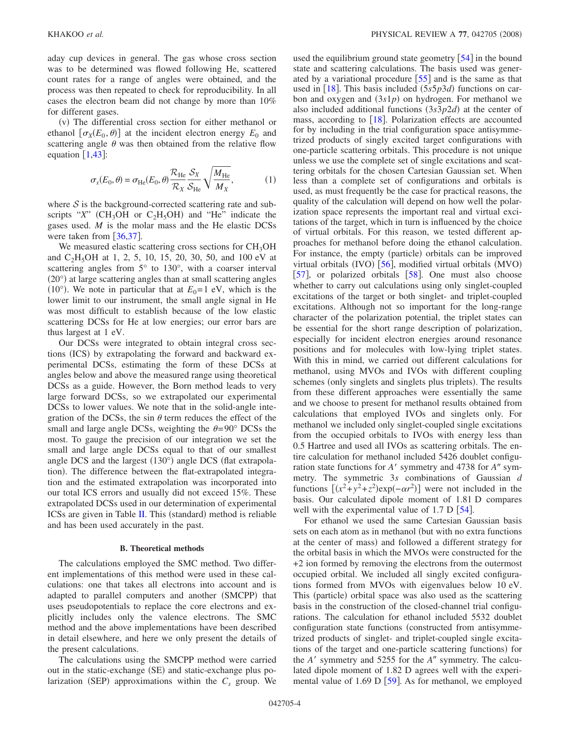aday cup devices in general. The gas whose cross section was to be determined was flowed following He, scattered count rates for a range of angles were obtained, and the process was then repeated to check for reproducibility. In all cases the electron beam did not change by more than 10% for different gases.

(v) The differential cross section for either methanol or ethanol $[\sigma_X(E_0,\theta)]$ at the incident electron energy $E_0$ and scattering angle $\theta$ was then obtained from the relative flow equation [1,43]:

$$\sigma_x(E_0,\theta) = \sigma_{\mathrm{He}}(E_0,\theta)\frac{\mathcal{R}_{\mathrm{He}}}{\mathcal{R}_X}\frac{\mathcal{S}_X}{\mathcal{S}_{\mathrm{He}}}\sqrt{\frac{M_{\mathrm{He}}}{M_X}}, \qquad (1)$$

where $\mathcal{S}$ is the background-corrected scattering rate and subscripts "$X$" ($CH_3OH$ or $C_2H_5OH$) and "He" indicate the gases used. $M$ is the molar mass and the He elastic DCSs were taken from [36,37].

We measured elastic scattering cross sections for $CH_3OH$ and $C_2H_5OH$ at 1, 2, 5, 10, 15, 20, 30, 50, and 100 eV at scattering angles from 5° to 130°, with a coarser interval (20°) at large scattering angles than at small scattering angles (10°). We note in particular that at $E_0$=1 eV, which is the lower limit to our instrument, the small angle signal in He was most difficult to establish because of the low elastic scattering DCSs for He at low energies; our error bars are thus largest at 1 eV.

Our DCSs were integrated to obtain integral cross sections (ICS) by extrapolating the forward and backward experimental DCSs, estimating the form of these DCSs at angles below and above the measured range using theoretical DCSs as a guide. However, the Born method leads to very large forward DCSs, so we extrapolated our experimental DCSs to lower values. We note that in the solid-angle integration of the DCSs, the $\sin\theta$ term reduces the effect of the small and large angle DCSs, weighting the $\theta$=90° DCSs the most. To gauge the precision of our integration we set the small and large angle DCSs equal to that of our smallest angle DCS and the largest (130°) angle DCS (flat extrapolation). The difference between the flat-extrapolated integration and the estimated extrapolation was incorporated into our total ICS errors and usually did not exceed 15%. These extrapolated DCSs used in our determination of experimental ICSs are given in Table II. This (standard) method is reliable and has been used accurately in the past.

### B. Theoretical methods

The calculations employed the SMC method. Two different implementations of this method were used in these calculations: one that takes all electrons into account and is adapted to parallel computers and another (SMCPP) that uses pseudopotentials to replace the core electrons and explicitly includes only the valence electrons. The SMC method and the above implementations have been described in detail elsewhere, and here we only present the details of the present calculations.

The calculations using the SMCPP method were carried out in the static-exchange (SE) and static-exchange plus polarization (SEP) approximations within the $C_s$ group. We used the equilibrium ground state geometry [54] in the bound state and scattering calculations. The basis used was generated by a variational procedure [55] and is the same as that used in [18]. This basis included ($5s5p3d$) functions on carbon and oxygen and ($3s1p$) on hydrogen. For methanol we also included additional functions ($3s3p2d$) at the center of mass, according to [18]. Polarization effects are accounted for by including in the trial configuration space antisymmetrized products of singly excited target configurations with one-particle scattering orbitals. This procedure is not unique unless we use the complete set of single excitations and scattering orbitals for the chosen Cartesian Gaussian set. When less than a complete set of configurations and orbitals is used, as must frequently be the case for practical reasons, the quality of the calculation will depend on how well the polarization space represents the important real and virtual excitations of the target, which in turn is influenced by the choice of virtual orbitals. For this reason, we tested different approaches for methanol before doing the ethanol calculation. For instance, the empty (particle) orbitals can be improved virtual orbitals (IVO) [56], modified virtual orbitals (MVO) [57], or polarized orbitals [58]. One must also choose whether to carry out calculations using only singlet-coupled excitations of the target or both singlet- and triplet-coupled excitations. Although not so important for the long-range character of the polarization potential, the triplet states can be essential for the short range description of polarization, especially for incident electron energies around resonance positions and for molecules with low-lying triplet states. With this in mind, we carried out different calculations for methanol, using MVOs and IVOs with different coupling schemes (only singlets and singlets plus triplets). The results from these different approaches were essentially the same and we choose to present for methanol results obtained from calculations that employed IVOs and singlets only. For methanol we included only singlet-coupled single excitations from the occupied orbitals to IVOs with energy less than 0.5 Hartree and used all IVOs as scattering orbitals. The entire calculation for methanol included 5426 doublet configuration state functions for $A'$ symmetry and 4738 for $A''$ symmetry. The symmetric $3s$ combinations of Gaussian $d$ functions $[(x^2+y^2+z^2)\exp(-\alpha r^2)]$ were not included in the basis. Our calculated dipole moment of 1.81 D compares well with the experimental value of 1.7 D [54].

For ethanol we used the same Cartesian Gaussian basis sets on each atom as in methanol (but with no extra functions at the center of mass) and followed a different strategy for the orbital basis in which the MVOs were constructed for the +2 ion formed by removing the electrons from the outermost occupied orbital. We included all singly excited configurations formed from MVOs with eigenvalues below 10 eV. This (particle) orbital space was also used as the scattering basis in the construction of the closed-channel trial configurations. The calculation for ethanol included 5532 doublet configuration state functions (constructed from antisymmetrized products of singlet- and triplet-coupled single excitations of the target and one-particle scattering functions) for the $A'$ symmetry and 5255 for the $A''$ symmetry. The calculated dipole moment of 1.82 D agrees well with the experimental value of 1.69 D [59]. As for methanol, we employed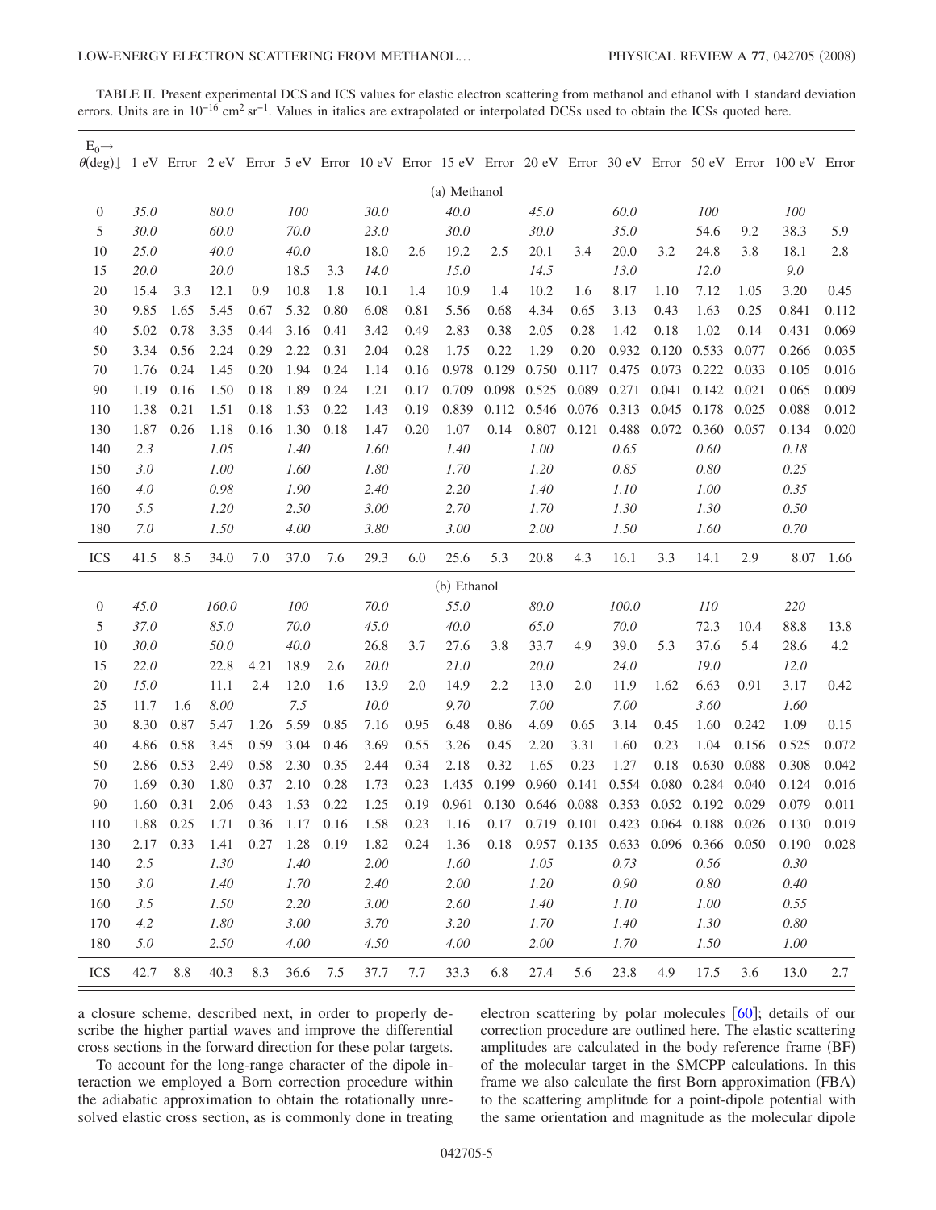TABLE II. Present experimental DCS and ICS values for elastic electron scattering from methanol and ethanol with 1 standard deviation errors. Units are in $10^{-16}$ cm$^2$ sr$^{-1}$. Values in italics are extrapolated or interpolated DCSs used to obtain the ICSs quoted here.

| $E_0 \rightarrow$ $\theta$(deg)↓ | 1 eV | Error | 2 eV | Error | 5 eV | Error | 10 eV | Error | 15 eV | Error | 20 eV | Error | 30 eV | Error | 50 eV | Error | 100 eV | Error |
|---|---|---|---|---|---|---|---|---|---|---|---|---|---|---|---|---|---|---|
| (a) Methanol | | | | | | | | | | | | | | | | | | |
| 0 | *35.0* | | *80.0* | | *100* | | *30.0* | | *40.0* | | *45.0* | | *60.0* | | *100* | | *100* | |
| 5 | *30.0* | | *60.0* | | *70.0* | | *23.0* | | *30.0* | | *30.0* | | *35.0* | | 54.6 | 9.2 | 38.3 | 5.9 |
| 10 | *25.0* | | *40.0* | | *40.0* | | 18.0 | 2.6 | 19.2 | 2.5 | 20.1 | 3.4 | 20.0 | 3.2 | 24.8 | 3.8 | 18.1 | 2.8 |
| 15 | *20.0* | | *20.0* | | 18.5 | 3.3 | *14.0* | | *15.0* | | *14.5* | | *13.0* | | *12.0* | | *9.0* | |
| 20 | 15.4 | 3.3 | 12.1 | 0.9 | 10.8 | 1.8 | 10.1 | 1.4 | 10.9 | 1.4 | 10.2 | 1.6 | 8.17 | 1.10 | 7.12 | 1.05 | 3.20 | 0.45 |
| 30 | 9.85 | 1.65 | 5.45 | 0.67 | 5.32 | 0.80 | 6.08 | 0.81 | 5.56 | 0.68 | 4.34 | 0.65 | 3.13 | 0.43 | 1.63 | 0.25 | 0.841 | 0.112 |
| 40 | 5.02 | 0.78 | 3.35 | 0.44 | 3.16 | 0.41 | 3.42 | 0.49 | 2.83 | 0.38 | 2.05 | 0.28 | 1.42 | 0.18 | 1.02 | 0.14 | 0.431 | 0.069 |
| 50 | 3.34 | 0.56 | 2.24 | 0.29 | 2.22 | 0.31 | 2.04 | 0.28 | 1.75 | 0.22 | 1.29 | 0.20 | 0.932 | 0.120 | 0.533 | 0.077 | 0.266 | 0.035 |
| 70 | 1.76 | 0.24 | 1.45 | 0.20 | 1.94 | 0.24 | 1.14 | 0.16 | 0.978 | 0.129 | 0.750 | 0.117 | 0.475 | 0.073 | 0.222 | 0.033 | 0.105 | 0.016 |
| 90 | 1.19 | 0.16 | 1.50 | 0.18 | 1.89 | 0.24 | 1.21 | 0.17 | 0.709 | 0.098 | 0.525 | 0.089 | 0.271 | 0.041 | 0.142 | 0.021 | 0.065 | 0.009 |
| 110 | 1.38 | 0.21 | 1.51 | 0.18 | 1.53 | 0.22 | 1.43 | 0.19 | 0.839 | 0.112 | 0.546 | 0.076 | 0.313 | 0.045 | 0.178 | 0.025 | 0.088 | 0.012 |
| 130 | 1.87 | 0.26 | 1.18 | 0.16 | 1.30 | 0.18 | 1.47 | 0.20 | 1.07 | 0.14 | 0.807 | 0.121 | 0.488 | 0.072 | 0.360 | 0.057 | 0.134 | 0.020 |
| 140 | *2.3* | | *1.05* | | *1.40* | | *1.60* | | *1.40* | | *1.00* | | *0.65* | | *0.60* | | *0.18* | |
| 150 | *3.0* | | *1.00* | | *1.60* | | *1.80* | | *1.70* | | *1.20* | | *0.85* | | *0.80* | | *0.25* | |
| 160 | *4.0* | | *0.98* | | *1.90* | | *2.40* | | *2.20* | | *1.40* | | *1.10* | | *1.00* | | *0.35* | |
| 170 | *5.5* | | *1.20* | | *2.50* | | *3.00* | | *2.70* | | *1.70* | | *1.30* | | *1.30* | | *0.50* | |
| 180 | *7.0* | | *1.50* | | *4.00* | | *3.80* | | *3.00* | | *2.00* | | *1.50* | | *1.60* | | *0.70* | |
| ICS | 41.5 | 8.5 | 34.0 | 7.0 | 37.0 | 7.6 | 29.3 | 6.0 | 25.6 | 5.3 | 20.8 | 4.3 | 16.1 | 3.3 | 14.1 | 2.9 | 8.07 | 1.66 |
| (b) Ethanol | | | | | | | | | | | | | | | | | | |
| 0 | *45.0* | | *160.0* | | *100* | | *70.0* | | *55.0* | | *80.0* | | *100.0* | | *110* | | *220* | |
| 5 | *37.0* | | *85.0* | | *70.0* | | *45.0* | | *40.0* | | *65.0* | | *70.0* | | 72.3 | 10.4 | 88.8 | 13.8 |
| 10 | *30.0* | | *50.0* | | *40.0* | | 26.8 | 3.7 | 27.6 | 3.8 | 33.7 | 4.9 | 39.0 | 5.3 | 37.6 | 5.4 | 28.6 | 4.2 |
| 15 | *22.0* | | 22.8 | 4.21 | 18.9 | 2.6 | *20.0* | | *21.0* | | *20.0* | | *24.0* | | *19.0* | | *12.0* | |
| 20 | *15.0* | | 11.1 | 2.4 | 12.0 | 1.6 | 13.9 | 2.0 | 14.9 | 2.2 | 13.0 | 2.0 | 11.9 | 1.62 | 6.63 | 0.91 | 3.17 | 0.42 |
| 25 | 11.7 | 1.6 | *8.00* | | *7.5* | | *10.0* | | *9.70* | | *7.00* | | *7.00* | | *3.60* | | *1.60* | |
| 30 | 8.30 | 0.87 | 5.47 | 1.26 | 5.59 | 0.85 | 7.16 | 0.95 | 6.48 | 0.86 | 4.69 | 0.65 | 3.14 | 0.45 | 1.60 | 0.242 | 1.09 | 0.15 |
| 40 | 4.86 | 0.58 | 3.45 | 0.59 | 3.04 | 0.46 | 3.69 | 0.55 | 3.26 | 0.45 | 2.20 | 3.31 | 1.60 | 0.23 | 1.04 | 0.156 | 0.525 | 0.072 |
| 50 | 2.86 | 0.53 | 2.49 | 0.58 | 2.30 | 0.35 | 2.44 | 0.34 | 2.18 | 0.32 | 1.65 | 0.23 | 1.27 | 0.18 | 0.630 | 0.088 | 0.308 | 0.042 |
| 70 | 1.69 | 0.30 | 1.80 | 0.37 | 2.10 | 0.28 | 1.73 | 0.23 | 1.435 | 0.199 | 0.960 | 0.141 | 0.554 | 0.080 | 0.284 | 0.040 | 0.124 | 0.016 |
| 90 | 1.60 | 0.31 | 2.06 | 0.43 | 1.53 | 0.22 | 1.25 | 0.19 | 0.961 | 0.130 | 0.646 | 0.088 | 0.353 | 0.052 | 0.192 | 0.029 | 0.079 | 0.011 |
| 110 | 1.88 | 0.25 | 1.71 | 0.36 | 1.17 | 0.16 | 1.58 | 0.23 | 1.16 | 0.17 | 0.719 | 0.101 | 0.423 | 0.064 | 0.188 | 0.026 | 0.130 | 0.019 |
| 130 | 2.17 | 0.33 | 1.41 | 0.27 | 1.28 | 0.19 | 1.82 | 0.24 | 1.36 | 0.18 | 0.957 | 0.135 | 0.633 | 0.096 | 0.366 | 0.050 | 0.190 | 0.028 |
| 140 | *2.5* | | *1.30* | | *1.40* | | *2.00* | | *1.60* | | *1.05* | | *0.73* | | *0.56* | | *0.30* | |
| 150 | *3.0* | | *1.40* | | *1.70* | | *2.40* | | *2.00* | | *1.20* | | *0.90* | | *0.80* | | *0.40* | |
| 160 | *3.5* | | *1.50* | | *2.20* | | *3.00* | | *2.60* | | *1.40* | | *1.10* | | *1.00* | | *0.55* | |
| 170 | *4.2* | | *1.80* | | *3.00* | | *3.70* | | *3.20* | | *1.70* | | *1.40* | | *1.30* | | *0.80* | |
| 180 | *5.0* | | *2.50* | | *4.00* | | *4.50* | | *4.00* | | *2.00* | | *1.70* | | *1.50* | | *1.00* | |
| ICS | 42.7 | 8.8 | 40.3 | 8.3 | 36.6 | 7.5 | 37.7 | 7.7 | 33.3 | 6.8 | 27.4 | 5.6 | 23.8 | 4.9 | 17.5 | 3.6 | 13.0 | 2.7 |

a closure scheme, described next, in order to properly describe the higher partial waves and improve the differential cross sections in the forward direction for these polar targets.

To account for the long-range character of the dipole interaction we employed a Born correction procedure within the adiabatic approximation to obtain the rotationally unresolved elastic cross section, as is commonly done in treating electron scattering by polar molecules [60]; details of our correction procedure are outlined here. The elastic scattering amplitudes are calculated in the body reference frame (BF) of the molecular target in the SMCPP calculations. In this frame we also calculate the first Born approximation (FBA) to the scattering amplitude for a point-dipole potential with the same orientation and magnitude as the molecular dipole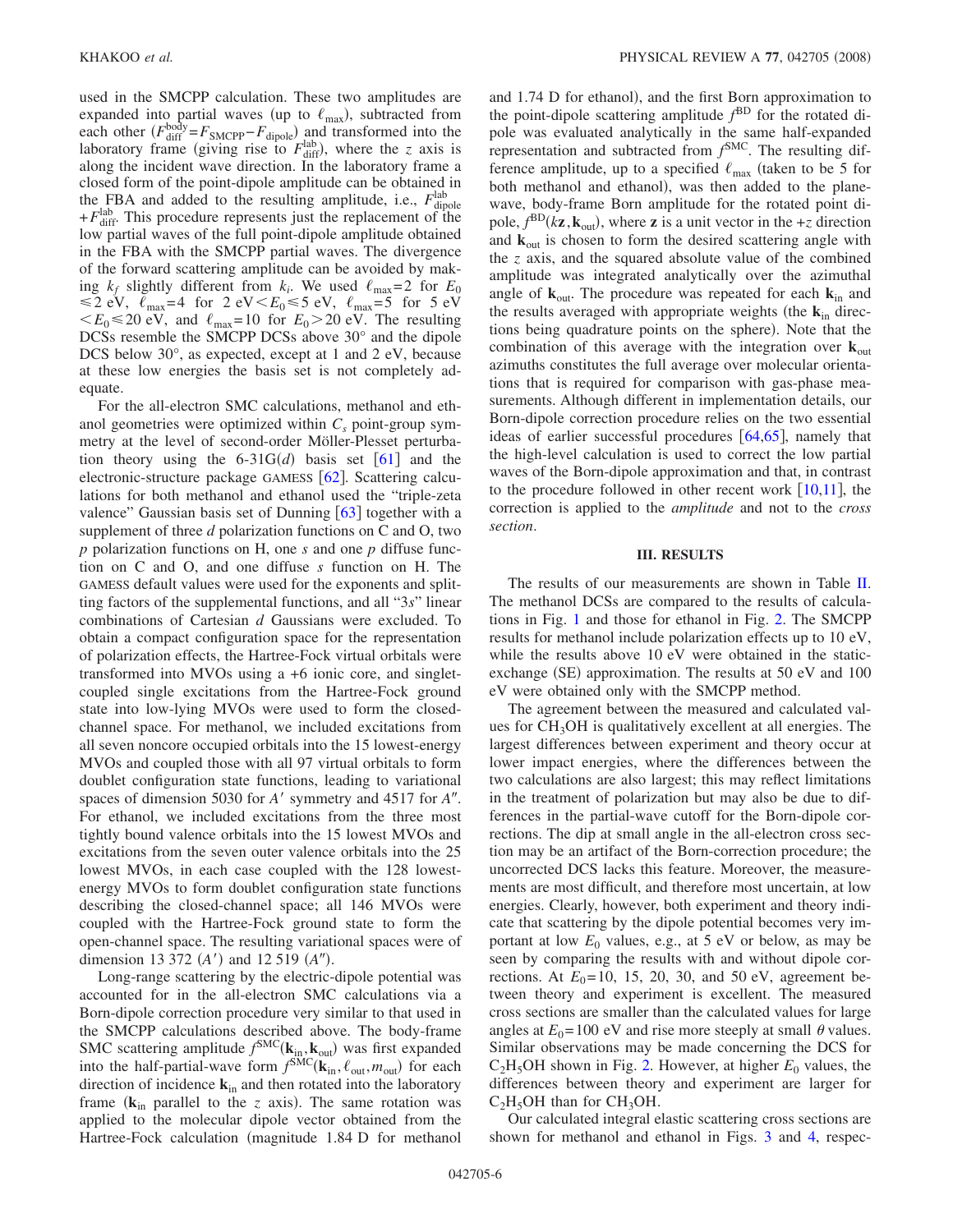used in the SMCPP calculation. These two amplitudes are expanded into partial waves (up to $\ell_{\max}$), subtracted from each other ($F_{\rm diff}^{\rm body} = F_{\rm SMCPP} - F_{\rm dipole}$) and transformed into the laboratory frame (giving rise to $F_{\rm diff}^{\rm lab}$), where the $z$ axis is along the incident wave direction. In the laboratory frame a closed form of the point-dipole amplitude can be obtained in the FBA and added to the resulting amplitude, i.e., $F_{\rm dipole}^{\rm lab} + F_{\rm diff}^{\rm lab}$. This procedure represents just the replacement of the low partial waves of the full point-dipole amplitude obtained in the FBA with the SMCPP partial waves. The divergence of the forward scattering amplitude can be avoided by making $k_f$ slightly different from $k_i$. We used $\ell_{\max}=2$ for $E_0 \leqslant 2$ eV, $\ell_{\max}=4$ for 2 eV$<E_0 \leqslant 5$ eV, $\ell_{\max}=5$ for 5 eV$<E_0 \leqslant 20$ eV, and $\ell_{\max}=10$ for $E_0 > 20$ eV. The resulting DCSs resemble the SMCPP DCSs above 30° and the dipole DCS below 30°, as expected, except at 1 and 2 eV, because at these low energies the basis set is not completely adequate.

For the all-electron SMC calculations, methanol and ethanol geometries were optimized within $C_s$ point-group symmetry at the level of second-order Möller-Plesset perturbation theory using the 6-31G($d$) basis set [61] and the electronic-structure package GAMESS [62]. Scattering calculations for both methanol and ethanol used the "triple-zeta valence" Gaussian basis set of Dunning [63] together with a supplement of three $d$ polarization functions on C and O, two $p$ polarization functions on H, one $s$ and one $p$ diffuse function on C and O, and one diffuse $s$ function on H. The GAMESS default values were used for the exponents and splitting factors of the supplemental functions, and all "3$s$" linear combinations of Cartesian $d$ Gaussians were excluded. To obtain a compact configuration space for the representation of polarization effects, the Hartree-Fock virtual orbitals were transformed into MVOs using a +6 ionic core, and singlet-coupled single excitations from the Hartree-Fock ground state into low-lying MVOs were used to form the closed-channel space. For methanol, we included excitations from all seven noncore occupied orbitals into the 15 lowest-energy MVOs and coupled those with all 97 virtual orbitals to form doublet configuration state functions, leading to variational spaces of dimension 5030 for $A'$ symmetry and 4517 for $A''$. For ethanol, we included excitations from the three most tightly bound valence orbitals into the 15 lowest MVOs and excitations from the seven outer valence orbitals into the 25 lowest MVOs, in each case coupled with the 128 lowest-energy MVOs to form doublet configuration state functions describing the closed-channel space; all 146 MVOs were coupled with the Hartree-Fock ground state to form the open-channel space. The resulting variational spaces were of dimension 13 372 ($A'$) and 12 519 ($A''$).

Long-range scattering by the electric-dipole potential was accounted for in the all-electron SMC calculations via a Born-dipole correction procedure very similar to that used in the SMCPP calculations described above. The body-frame SMC scattering amplitude $f^{\rm SMC}(\mathbf{k}_{\rm in},\mathbf{k}_{\rm out})$ was first expanded into the half-partial-wave form $f^{\rm SMC}(\mathbf{k}_{\rm in},\ell_{\rm out},m_{\rm out})$ for each direction of incidence $\mathbf{k}_{\rm in}$ and then rotated into the laboratory frame ($\mathbf{k}_{\rm in}$ parallel to the $z$ axis). The same rotation was applied to the molecular dipole vector obtained from the Hartree-Fock calculation (magnitude 1.84 D for methanol and 1.74 D for ethanol), and the first Born approximation to the point-dipole scattering amplitude $f^{\rm BD}$ for the rotated dipole was evaluated analytically in the same half-expanded representation and subtracted from $f^{\rm SMC}$. The resulting difference amplitude, up to a specified $\ell_{\max}$ (taken to be 5 for both methanol and ethanol), was then added to the plane-wave, body-frame Born amplitude for the rotated point dipole, $f^{\rm BD}(k\mathbf{z},\mathbf{k}_{\rm out})$, where $\mathbf{z}$ is a unit vector in the $+z$ direction and $\mathbf{k}_{\rm out}$ is chosen to form the desired scattering angle with the $z$ axis, and the squared absolute value of the combined amplitude was integrated analytically over the azimuthal angle of $\mathbf{k}_{\rm out}$. The procedure was repeated for each $\mathbf{k}_{\rm in}$ and the results averaged with appropriate weights (the $\mathbf{k}_{\rm in}$ directions being quadrature points on the sphere). Note that the combination of this average with the integration over $\mathbf{k}_{\rm out}$ azimuths constitutes the full average over molecular orientations that is required for comparison with gas-phase measurements. Although different in implementation details, our Born-dipole correction procedure relies on the two essential ideas of earlier successful procedures [64,65], namely that the high-level calculation is used to correct the low partial waves of the Born-dipole approximation and that, in contrast to the procedure followed in other recent work [10,11], the correction is applied to the *amplitude* and not to the *cross section*.

## III. RESULTS

The results of our measurements are shown in Table II. The methanol DCSs are compared to the results of calculations in Fig. 1 and those for ethanol in Fig. 2. The SMCPP results for methanol include polarization effects up to 10 eV, while the results above 10 eV were obtained in the static-exchange (SE) approximation. The results at 50 eV and 100 eV were obtained only with the SMCPP method.

The agreement between the measured and calculated values for $CH_3OH$ is qualitatively excellent at all energies. The largest differences between experiment and theory occur at lower impact energies, where the differences between the two calculations are also largest; this may reflect limitations in the treatment of polarization but may also be due to differences in the partial-wave cutoff for the Born-dipole corrections. The dip at small angle in the all-electron cross section may be an artifact of the Born-correction procedure; the uncorrected DCS lacks this feature. Moreover, the measurements are most difficult, and therefore most uncertain, at low energies. Clearly, however, both experiment and theory indicate that scattering by the dipole potential becomes very important at low $E_0$ values, e.g., at 5 eV or below, as may be seen by comparing the results with and without dipole corrections. At $E_0$=10, 15, 20, 30, and 50 eV, agreement between theory and experiment is excellent. The measured cross sections are smaller than the calculated values for large angles at $E_0$=100 eV and rise more steeply at small $\theta$ values. Similar observations may be made concerning the DCS for $C_2H_5OH$ shown in Fig. 2. However, at higher $E_0$ values, the differences between theory and experiment are larger for $C_2H_5OH$ than for $CH_3OH$.

Our calculated integral elastic scattering cross sections are shown for methanol and ethanol in Figs. 3 and 4, respec-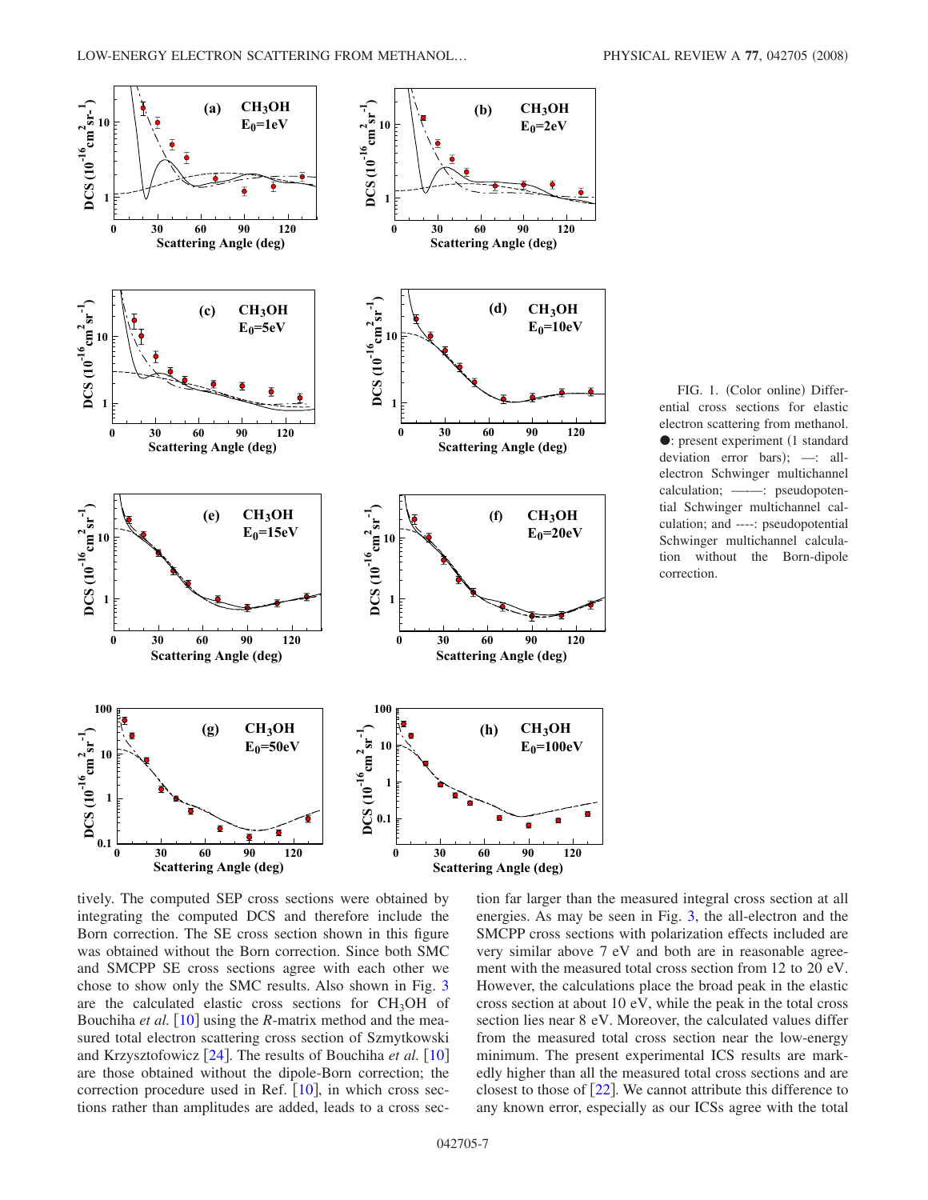FIG. 1. (Color online) Differential cross sections for elastic electron scattering from methanol. ●: present experiment (1 standard deviation error bars); —: all-electron Schwinger multichannel calculation; —·—: pseudopotential Schwinger multichannel calculation; and ----: pseudopotential Schwinger multichannel calculation without the Born-dipole correction.

tively. The computed SEP cross sections were obtained by integrating the computed DCS and therefore include the Born correction. The SE cross section shown in this figure was obtained without the Born correction. Since both SMC and SMCPP SE cross sections agree with each other we chose to show only the SMC results. Also shown in Fig. 3 are the calculated elastic cross sections for $CH_3OH$ of Bouchiha *et al.* [10] using the *R*-matrix method and the measured total electron scattering cross section of Szmytkowski and Krzysztofowicz [24]. The results of Bouchiha *et al.* [10] are those obtained without the dipole-Born correction; the correction procedure used in Ref. [10], in which cross sections rather than amplitudes are added, leads to a cross section far larger than the measured integral cross section at all energies. As may be seen in Fig. 3, the all-electron and the SMCPP cross sections with polarization effects included are very similar above 7 eV and both are in reasonable agreement with the measured total cross section from 12 to 20 eV. However, the calculations place the broad peak in the elastic cross section at about 10 eV, while the peak in the total cross section lies near 8 eV. Moreover, the calculated values differ from the measured total cross section near the low-energy minimum. The present experimental ICS results are markedly higher than all the measured total cross sections and are closest to those of [22]. We cannot attribute this difference to any known error, especially as our ICSs agree with the total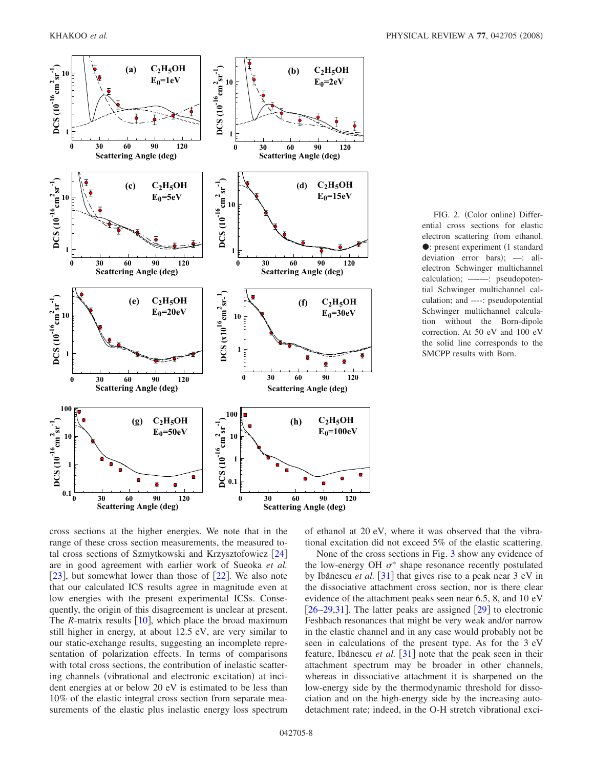FIG. 2. (Color online) Differential cross sections for elastic electron scattering from ethanol. ●: present experiment (1 standard deviation error bars); —: all-electron Schwinger multichannel calculation; —-—: pseudopotential Schwinger multichannel calculation; and ----: pseudopotential Schwinger multichannel calculation without the Born-dipole correction. At 50 eV and 100 eV the solid line corresponds to the SMCPP results with Born.

cross sections at the higher energies. We note that in the range of these cross section measurements, the measured total cross sections of Szmytkowski and Krzysztofowicz [24] are in good agreement with earlier work of Sueoka *et al.* [23], but somewhat lower than those of [22]. We also note that our calculated ICS results agree in magnitude even at low energies with the present experimental ICSs. Consequently, the origin of this disagreement is unclear at present. The *R*-matrix results [10], which place the broad maximum still higher in energy, at about 12.5 eV, are very similar to our static-exchange results, suggesting an incomplete representation of polarization effects. In terms of comparisons with total cross sections, the contribution of inelastic scattering channels (vibrational and electronic excitation) at incident energies at or below 20 eV is estimated to be less than 10% of the elastic integral cross section from separate measurements of the elastic plus inelastic energy loss spectrum of ethanol at 20 eV, where it was observed that the vibrational excitation did not exceed 5% of the elastic scattering.

None of the cross sections in Fig. 3 show any evidence of the low-energy OH $\sigma^*$ shape resonance recently postulated by Ibănescu *et al.* [31] that gives rise to a peak near 3 eV in the dissociative attachment cross section, nor is there clear evidence of the attachment peaks seen near 6.5, 8, and 10 eV [26–29,31]. The latter peaks are assigned [29] to electronic Feshbach resonances that might be very weak and/or narrow in the elastic channel and in any case would probably not be seen in calculations of the present type. As for the 3 eV feature, Ibănescu *et al.* [31] note that the peak seen in their attachment spectrum may be broader in other channels, whereas in dissociative attachment it is sharpened on the low-energy side by the thermodynamic threshold for dissociation and on the high-energy side by the increasing autodetachment rate; indeed, in the O-H stretch vibrational exci-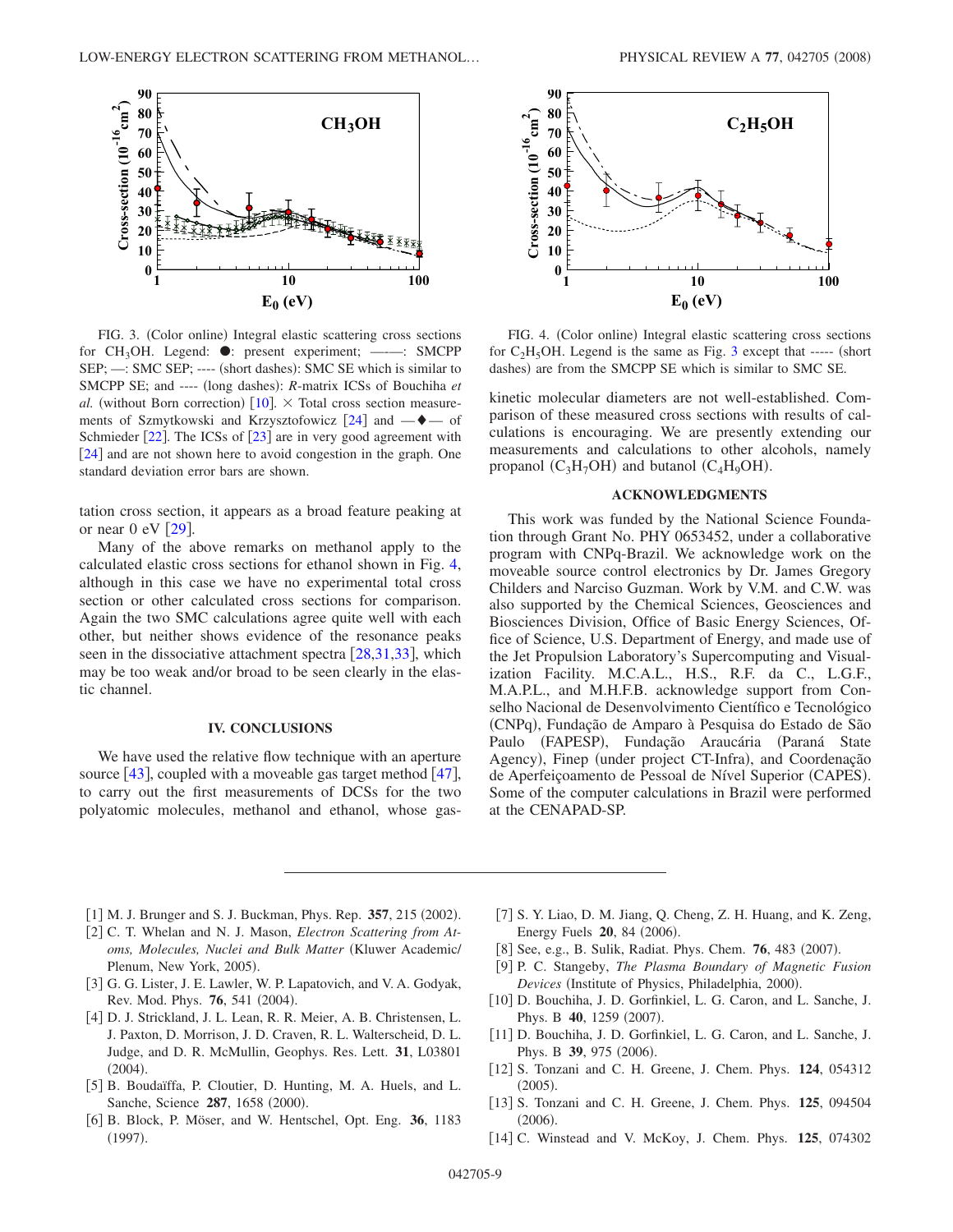FIG. 3. (Color online) Integral elastic scattering cross sections for $CH_3OH$. Legend: ●: present experiment; ——: SMCPP SEP; —: SMC SEP; ---- (short dashes): SMC SE which is similar to SMCPP SE; and ---- (long dashes): *R*-matrix ICSs of Bouchiha *et al.* (without Born correction) [10]. × Total cross section measurements of Szmytkowski and Krzysztofowicz [24] and —♦— of Schmieder [22]. The ICSs of [23] are in very good agreement with [24] and are not shown here to avoid congestion in the graph. One standard deviation error bars are shown.

FIG. 4. (Color online) Integral elastic scattering cross sections for $C_2H_5OH$. Legend is the same as Fig. 3 except that ----- (short dashes) are from the SMCPP SE which is similar to SMC SE.

tation cross section, it appears as a broad feature peaking at or near 0 eV [29].

Many of the above remarks on methanol apply to the calculated elastic cross sections for ethanol shown in Fig. 4, although in this case we have no experimental total cross section or other calculated cross sections for comparison. Again the two SMC calculations agree quite well with each other, but neither shows evidence of the resonance peaks seen in the dissociative attachment spectra [28,31,33], which may be too weak and/or broad to be seen clearly in the elastic channel.

## IV. CONCLUSIONS

We have used the relative flow technique with an aperture source [43], coupled with a moveable gas target method [47], to carry out the first measurements of DCSs for the two polyatomic molecules, methanol and ethanol, whose gas-kinetic molecular diameters are not well-established. Comparison of these measured cross sections with results of calculations is encouraging. We are presently extending our measurements and calculations to other alcohols, namely propanol ($C_3H_7OH$) and butanol ($C_4H_9OH$).

## ACKNOWLEDGMENTS

This work was funded by the National Science Foundation through Grant No. PHY 0653452, under a collaborative program with CNPq-Brazil. We acknowledge work on the moveable source control electronics by Dr. James Gregory Childers and Narciso Guzman. Work by V.M. and C.W. was also supported by the Chemical Sciences, Geosciences and Biosciences Division, Office of Basic Energy Sciences, Office of Science, U.S. Department of Energy, and made use of the Jet Propulsion Laboratory's Supercomputing and Visualization Facility. M.C.A.L., H.S., R.F. da C., L.G.F., M.A.P.L., and M.H.F.B. acknowledge support from Conselho Nacional de Desenvolvimento Científico e Tecnológico (CNPq), Fundação de Amparo à Pesquisa do Estado de São Paulo (FAPESP), Fundação Araucária (Paraná State Agency), Finep (under project CT-Infra), and Coordenação de Aperfeiçoamento de Pessoal de Nível Superior (CAPES). Some of the computer calculations in Brazil were performed at the CENAPAD-SP.

---

[1] M. J. Brunger and S. J. Buckman, Phys. Rep. **357**, 215 (2002).

[2] C. T. Whelan and N. J. Mason, *Electron Scattering from Atoms, Molecules, Nuclei and Bulk Matter* (Kluwer Academic/Plenum, New York, 2005).

[3] G. G. Lister, J. E. Lawler, W. P. Lapatovich, and V. A. Godyak, Rev. Mod. Phys. **76**, 541 (2004).

[4] D. J. Strickland, J. L. Lean, R. R. Meier, A. B. Christensen, L. J. Paxton, D. Morrison, J. D. Craven, R. L. Walterscheid, D. L. Judge, and D. R. McMullin, Geophys. Res. Lett. **31**, L03801 (2004).

[5] B. Boudaïffa, P. Cloutier, D. Hunting, M. A. Huels, and L. Sanche, Science **287**, 1658 (2000).

[6] B. Block, P. Möser, and W. Hentschel, Opt. Eng. **36**, 1183 (1997).

[7] S. Y. Liao, D. M. Jiang, Q. Cheng, Z. H. Huang, and K. Zeng, Energy Fuels **20**, 84 (2006).

[8] See, e.g., B. Sulik, Radiat. Phys. Chem. **76**, 483 (2007).

[9] P. C. Stangeby, *The Plasma Boundary of Magnetic Fusion Devices* (Institute of Physics, Philadelphia, 2000).

[10] D. Bouchiha, J. D. Gorfinkiel, L. G. Caron, and L. Sanche, J. Phys. B **40**, 1259 (2007).

[11] D. Bouchiha, J. D. Gorfinkiel, L. G. Caron, and L. Sanche, J. Phys. B **39**, 975 (2006).

[12] S. Tonzani and C. H. Greene, J. Chem. Phys. **124**, 054312 (2005).

[13] S. Tonzani and C. H. Greene, J. Chem. Phys. **125**, 094504 (2006).

[14] C. Winstead and V. McKoy, J. Chem. Phys. **125**, 074302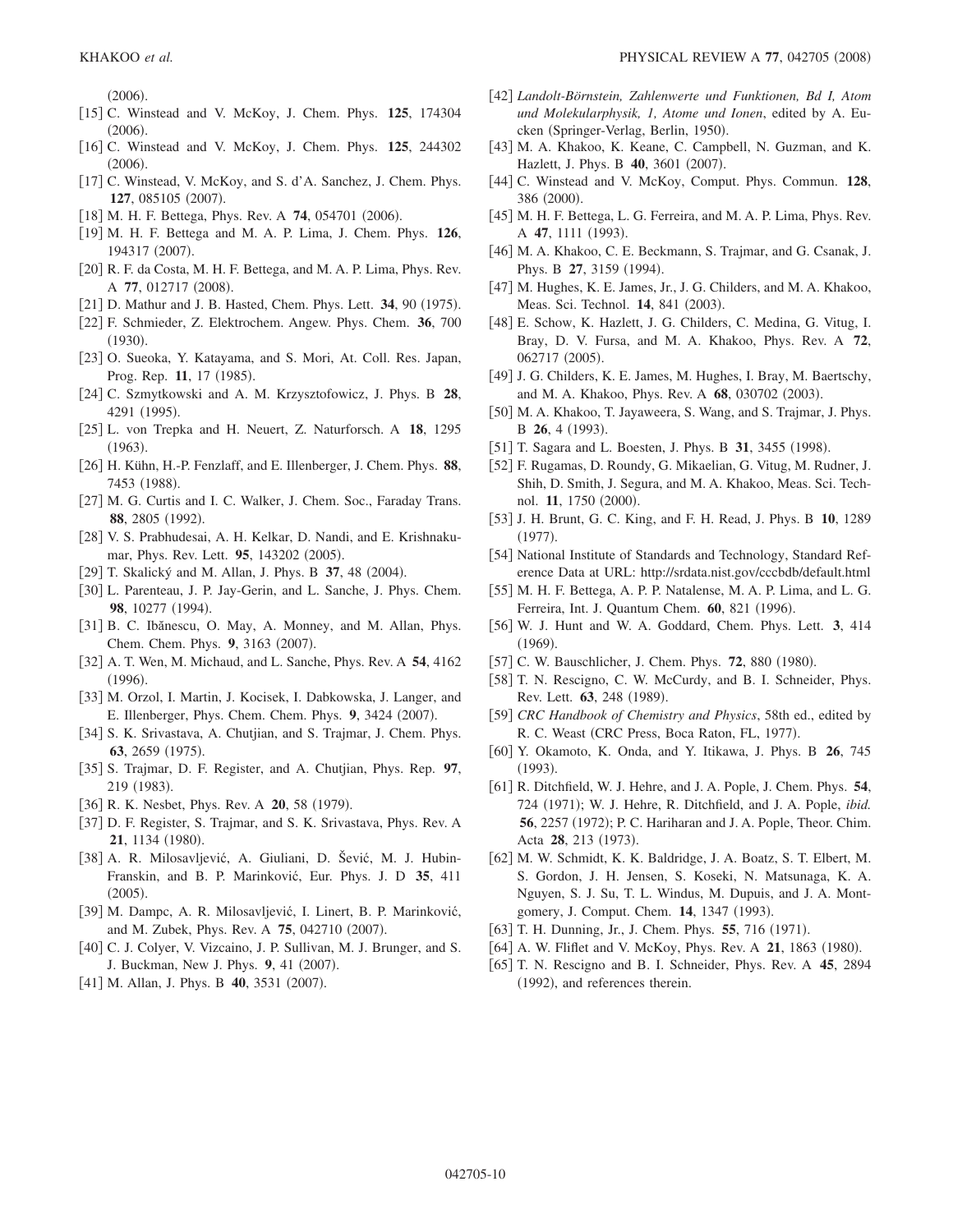(2006).

[15] C. Winstead and V. McKoy, J. Chem. Phys. **125**, 174304 (2006).

[16] C. Winstead and V. McKoy, J. Chem. Phys. **125**, 244302 (2006).

[17] C. Winstead, V. McKoy, and S. d'A. Sanchez, J. Chem. Phys. **127**, 085105 (2007).

[18] M. H. F. Bettega, Phys. Rev. A **74**, 054701 (2006).

[19] M. H. F. Bettega and M. A. P. Lima, J. Chem. Phys. **126**, 194317 (2007).

[20] R. F. da Costa, M. H. F. Bettega, and M. A. P. Lima, Phys. Rev. A **77**, 012717 (2008).

[21] D. Mathur and J. B. Hasted, Chem. Phys. Lett. **34**, 90 (1975).

[22] F. Schmieder, Z. Elektrochem. Angew. Phys. Chem. **36**, 700 (1930).

[23] O. Sueoka, Y. Katayama, and S. Mori, At. Coll. Res. Japan, Prog. Rep. **11**, 17 (1985).

[24] C. Szmytkowski and A. M. Krzysztofowicz, J. Phys. B **28**, 4291 (1995).

[25] L. von Trepka and H. Neuert, Z. Naturforsch. A **18**, 1295 (1963).

[26] H. Kühn, H.-P. Fenzlaff, and E. Illenberger, J. Chem. Phys. **88**, 7453 (1988).

[27] M. G. Curtis and I. C. Walker, J. Chem. Soc., Faraday Trans. **88**, 2805 (1992).

[28] V. S. Prabhudesai, A. H. Kelkar, D. Nandi, and E. Krishnakumar, Phys. Rev. Lett. **95**, 143202 (2005).

[29] T. Skalický and M. Allan, J. Phys. B **37**, 48 (2004).

[30] L. Parenteau, J. P. Jay-Gerin, and L. Sanche, J. Phys. Chem. **98**, 10277 (1994).

[31] B. C. Ibănescu, O. May, A. Monney, and M. Allan, Phys. Chem. Chem. Phys. **9**, 3163 (2007).

[32] A. T. Wen, M. Michaud, and L. Sanche, Phys. Rev. A **54**, 4162 (1996).

[33] M. Orzol, I. Martin, J. Kocisek, I. Dabkowska, J. Langer, and E. Illenberger, Phys. Chem. Chem. Phys. **9**, 3424 (2007).

[34] S. K. Srivastava, A. Chutjian, and S. Trajmar, J. Chem. Phys. **63**, 2659 (1975).

[35] S. Trajmar, D. F. Register, and A. Chutjian, Phys. Rep. **97**, 219 (1983).

[36] R. K. Nesbet, Phys. Rev. A **20**, 58 (1979).

[37] D. F. Register, S. Trajmar, and S. K. Srivastava, Phys. Rev. A **21**, 1134 (1980).

[38] A. R. Milosavljević, A. Giuliani, D. Šević, M. J. Hubin-Franskin, and B. P. Marinković, Eur. Phys. J. D **35**, 411 (2005).

[39] M. Dampc, A. R. Milosavljević, I. Linert, B. P. Marinković, and M. Zubek, Phys. Rev. A **75**, 042710 (2007).

[40] C. J. Colyer, V. Vizcaino, J. P. Sullivan, M. J. Brunger, and S. J. Buckman, New J. Phys. **9**, 41 (2007).

[41] M. Allan, J. Phys. B **40**, 3531 (2007).

[42] *Landolt-Börnstein, Zahlenwerte und Funktionen, Bd I, Atom und Molekularphysik, 1, Atome und Ionen*, edited by A. Eucken (Springer-Verlag, Berlin, 1950).

[43] M. A. Khakoo, K. Keane, C. Campbell, N. Guzman, and K. Hazlett, J. Phys. B **40**, 3601 (2007).

[44] C. Winstead and V. McKoy, Comput. Phys. Commun. **128**, 386 (2000).

[45] M. H. F. Bettega, L. G. Ferreira, and M. A. P. Lima, Phys. Rev. A **47**, 1111 (1993).

[46] M. A. Khakoo, C. E. Beckmann, S. Trajmar, and G. Csanak, J. Phys. B **27**, 3159 (1994).

[47] M. Hughes, K. E. James, Jr., J. G. Childers, and M. A. Khakoo, Meas. Sci. Technol. **14**, 841 (2003).

[48] E. Schow, K. Hazlett, J. G. Childers, C. Medina, G. Vitug, I. Bray, D. V. Fursa, and M. A. Khakoo, Phys. Rev. A **72**, 062717 (2005).

[49] J. G. Childers, K. E. James, M. Hughes, I. Bray, M. Baertschy, and M. A. Khakoo, Phys. Rev. A **68**, 030702 (2003).

[50] M. A. Khakoo, T. Jayaweera, S. Wang, and S. Trajmar, J. Phys. B **26**, 4 (1993).

[51] T. Sagara and L. Boesten, J. Phys. B **31**, 3455 (1998).

[52] F. Rugamas, D. Roundy, G. Mikaelian, G. Vitug, M. Rudner, J. Shih, D. Smith, J. Segura, and M. A. Khakoo, Meas. Sci. Technol. **11**, 1750 (2000).

[53] J. H. Brunt, G. C. King, and F. H. Read, J. Phys. B **10**, 1289 (1977).

[54] National Institute of Standards and Technology, Standard Reference Data at URL: http://srdata.nist.gov/cccbdb/default.html

[55] M. H. F. Bettega, A. P. P. Natalense, M. A. P. Lima, and L. G. Ferreira, Int. J. Quantum Chem. **60**, 821 (1996).

[56] W. J. Hunt and W. A. Goddard, Chem. Phys. Lett. **3**, 414 (1969).

[57] C. W. Bauschlicher, J. Chem. Phys. **72**, 880 (1980).

[58] T. N. Rescigno, C. W. McCurdy, and B. I. Schneider, Phys. Rev. Lett. **63**, 248 (1989).

[59] *CRC Handbook of Chemistry and Physics*, 58th ed., edited by R. C. Weast (CRC Press, Boca Raton, FL, 1977).

[60] Y. Okamoto, K. Onda, and Y. Itikawa, J. Phys. B **26**, 745 (1993).

[61] R. Ditchfield, W. J. Hehre, and J. A. Pople, J. Chem. Phys. **54**, 724 (1971); W. J. Hehre, R. Ditchfield, and J. A. Pople, *ibid.* **56**, 2257 (1972); P. C. Hariharan and J. A. Pople, Theor. Chim. Acta **28**, 213 (1973).

[62] M. W. Schmidt, K. K. Baldridge, J. A. Boatz, S. T. Elbert, M. S. Gordon, J. H. Jensen, S. Koseki, N. Matsunaga, K. A. Nguyen, S. J. Su, T. L. Windus, M. Dupuis, and J. A. Montgomery, J. Comput. Chem. **14**, 1347 (1993).

[63] T. H. Dunning, Jr., J. Chem. Phys. **55**, 716 (1971).

[64] A. W. Fliflet and V. McKoy, Phys. Rev. A **21**, 1863 (1980).

[65] T. N. Rescigno and B. I. Schneider, Phys. Rev. A **45**, 2894 (1992), and references therein.